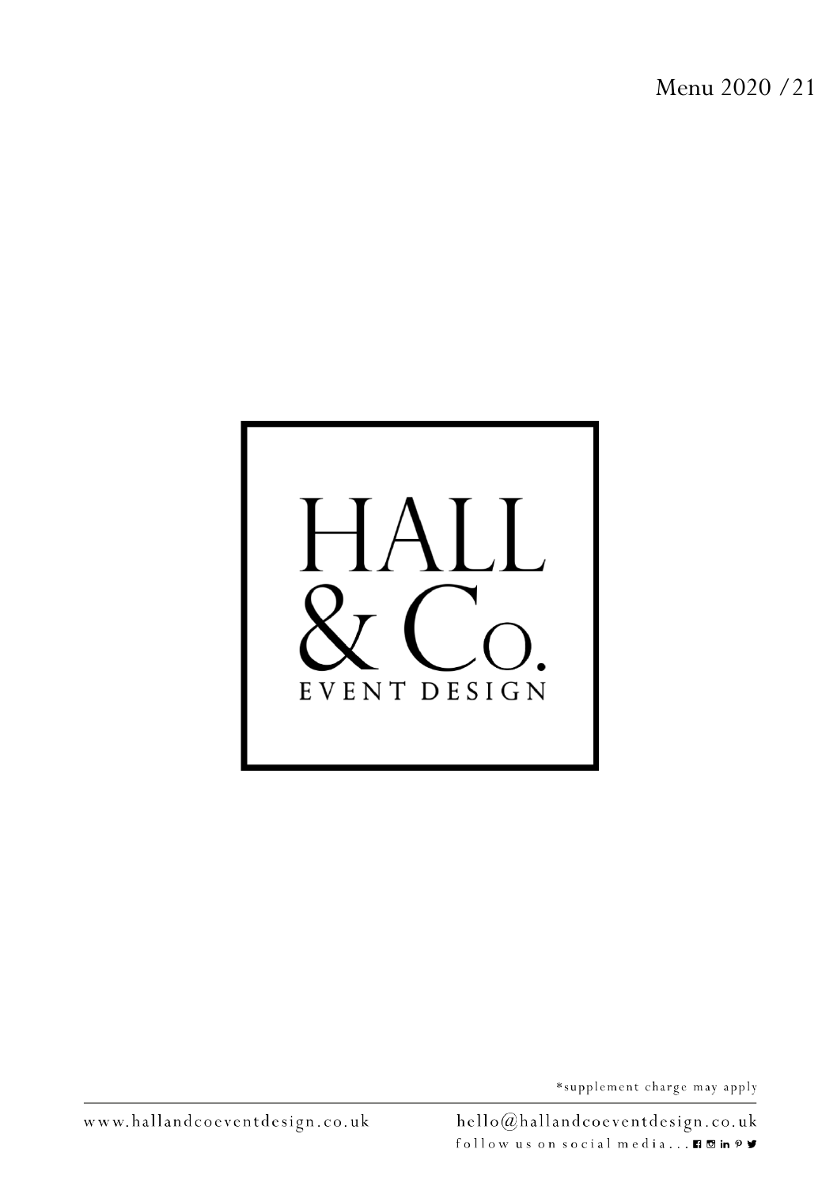Menu 2020 / 21

# HALL & Co.

EVENT DESIGN

*supplement charge may apply

www.hallandcoeventdesign.co.uk

hello@hallandcoeventdesign.co.uk

follow us on social media...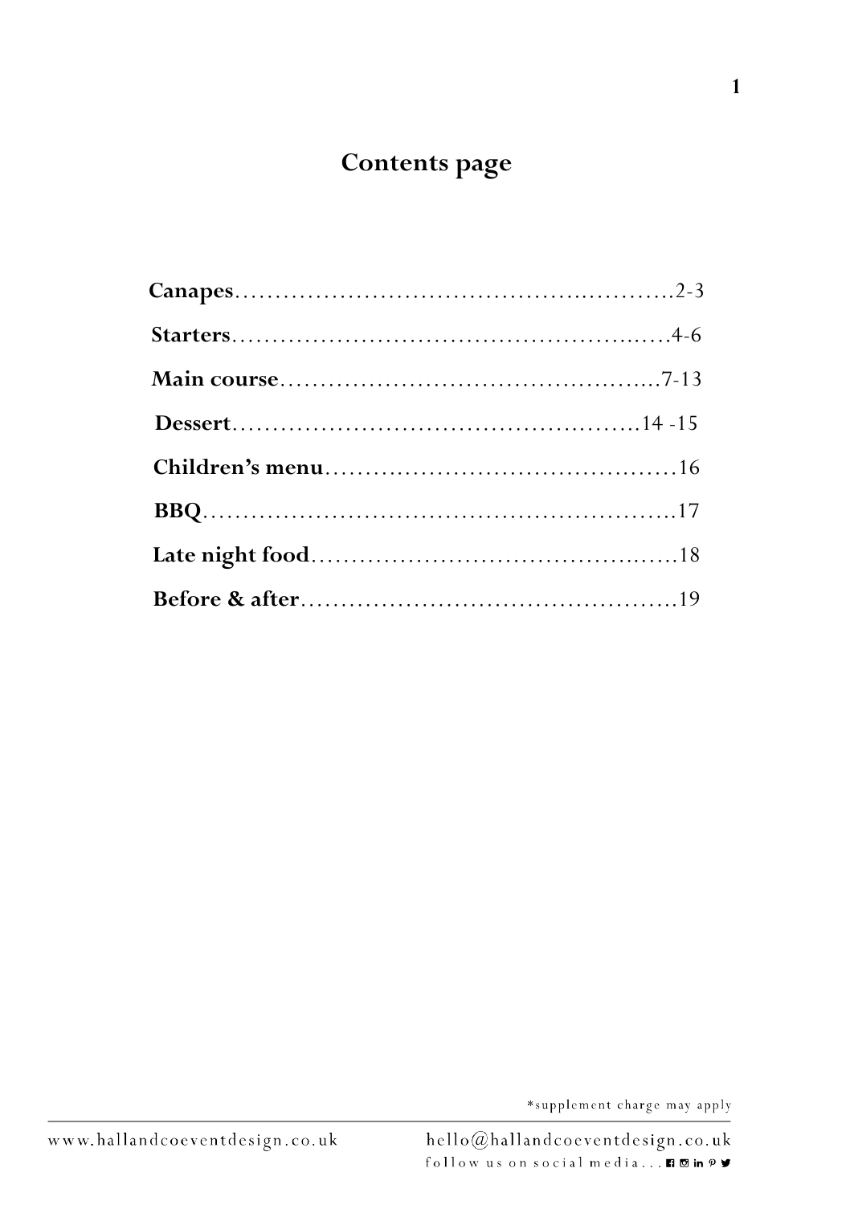# Contents page

**Canapes**..............................................2-3

**Starters**..............................................4-6

**Main course**..............................................7-13

**Dessert**..............................................14 -15

**Children's menu**..............................................16

**BBQ**..............................................17

**Late night food**..............................................18

**Before & after**..............................................19

*supplement charge may apply

www.hallandcoeventdesign.co.uk

hello@hallandcoeventdesign.co.uk

follow us on social media...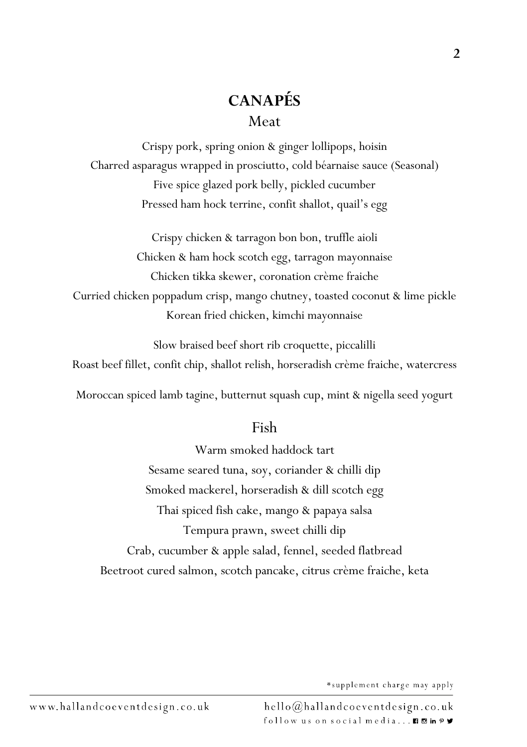# CANAPÉS

## Meat

Crispy pork, spring onion & ginger lollipops, hoisin
Charred asparagus wrapped in prosciutto, cold béarnaise sauce (Seasonal)
Five spice glazed pork belly, pickled cucumber
Pressed ham hock terrine, confit shallot, quail's egg

Crispy chicken & tarragon bon bon, truffle aioli
Chicken & ham hock scotch egg, tarragon mayonnaise
Chicken tikka skewer, coronation crème fraiche
Curried chicken poppadum crisp, mango chutney, toasted coconut & lime pickle
Korean fried chicken, kimchi mayonnaise

Slow braised beef short rib croquette, piccalilli
Roast beef fillet, confit chip, shallot relish, horseradish crème fraiche, watercress

Moroccan spiced lamb tagine, butternut squash cup, mint & nigella seed yogurt

## Fish

Warm smoked haddock tart
Sesame seared tuna, soy, coriander & chilli dip
Smoked mackerel, horseradish & dill scotch egg
Thai spiced fish cake, mango & papaya salsa
Tempura prawn, sweet chilli dip
Crab, cucumber & apple salad, fennel, seeded flatbread
Beetroot cured salmon, scotch pancake, citrus crème fraiche, keta

*supplement charge may apply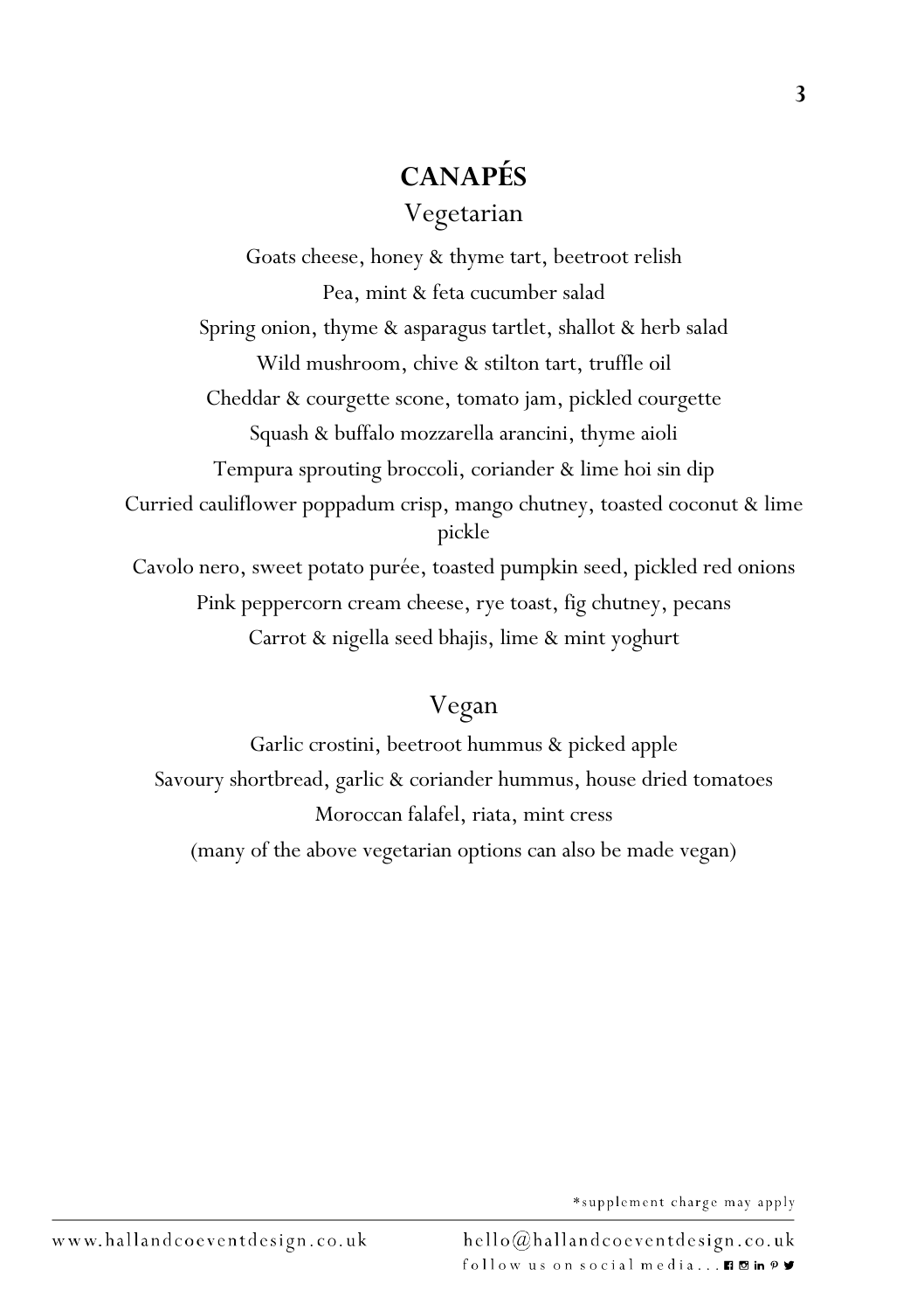# CANAPÉS

## Vegetarian

Goats cheese, honey & thyme tart, beetroot relish

Pea, mint & feta cucumber salad

Spring onion, thyme & asparagus tartlet, shallot & herb salad

Wild mushroom, chive & stilton tart, truffle oil

Cheddar & courgette scone, tomato jam, pickled courgette

Squash & buffalo mozzarella arancini, thyme aioli

Tempura sprouting broccoli, coriander & lime hoi sin dip

Curried cauliflower poppadum crisp, mango chutney, toasted coconut & lime pickle

Cavolo nero, sweet potato purée, toasted pumpkin seed, pickled red onions

Pink peppercorn cream cheese, rye toast, fig chutney, pecans

Carrot & nigella seed bhajis, lime & mint yoghurt

## Vegan

Garlic crostini, beetroot hummus & picked apple

Savoury shortbread, garlic & coriander hummus, house dried tomatoes

Moroccan falafel, riata, mint cress

(many of the above vegetarian options can also be made vegan)

*supplement charge may apply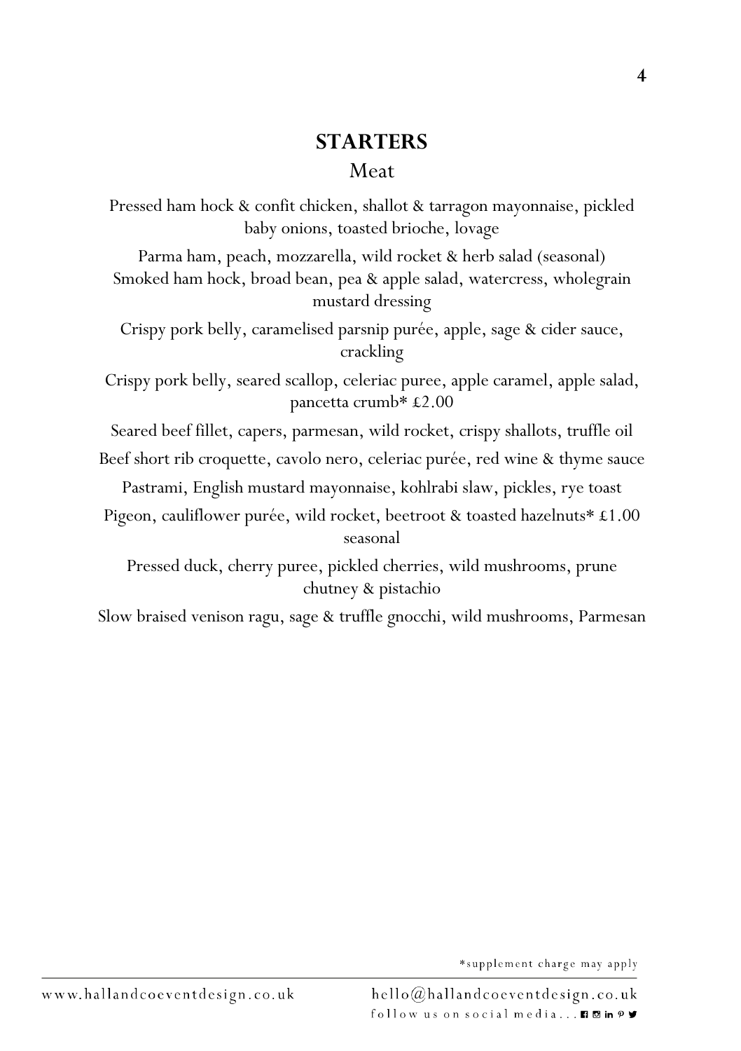## STARTERS

### Meat

Pressed ham hock & confit chicken, shallot & tarragon mayonnaise, pickled baby onions, toasted brioche, lovage

Parma ham, peach, mozzarella, wild rocket & herb salad (seasonal)

Smoked ham hock, broad bean, pea & apple salad, watercress, wholegrain mustard dressing

Crispy pork belly, caramelised parsnip purée, apple, sage & cider sauce, crackling

Crispy pork belly, seared scallop, celeriac puree, apple caramel, apple salad, pancetta crumb* £2.00

Seared beef fillet, capers, parmesan, wild rocket, crispy shallots, truffle oil

Beef short rib croquette, cavolo nero, celeriac purée, red wine & thyme sauce

Pastrami, English mustard mayonnaise, kohlrabi slaw, pickles, rye toast

Pigeon, cauliflower purée, wild rocket, beetroot & toasted hazelnuts* £1.00 seasonal

Pressed duck, cherry puree, pickled cherries, wild mushrooms, prune chutney & pistachio

Slow braised venison ragu, sage & truffle gnocchi, wild mushrooms, Parmesan

*supplement charge may apply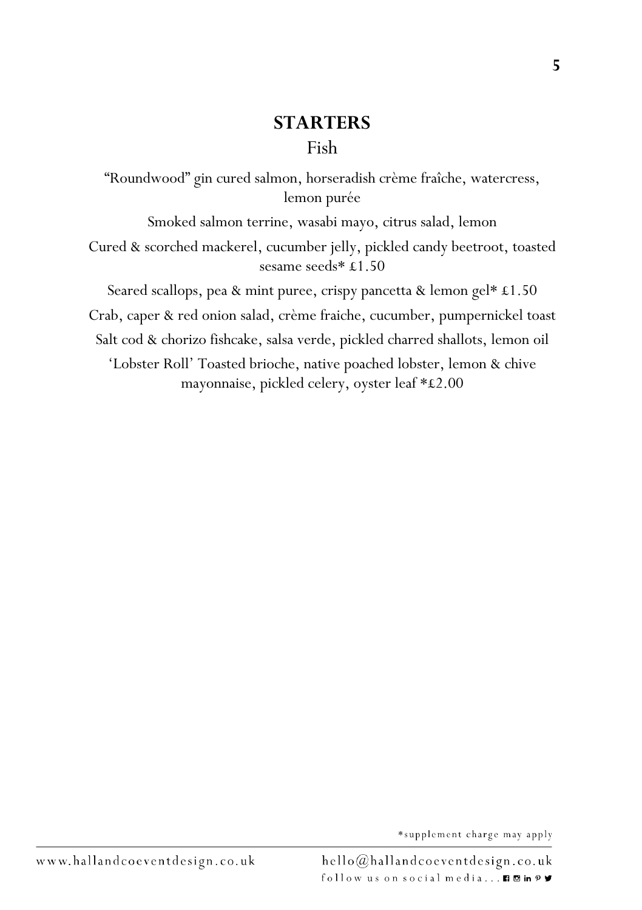## STARTERS

### Fish

“Roundwood” gin cured salmon, horseradish crème fraîche, watercress, lemon purée

Smoked salmon terrine, wasabi mayo, citrus salad, lemon

Cured & scorched mackerel, cucumber jelly, pickled candy beetroot, toasted sesame seeds* £1.50

Seared scallops, pea & mint puree, crispy pancetta & lemon gel* £1.50

Crab, caper & red onion salad, crème fraiche, cucumber, pumpernickel toast

Salt cod & chorizo fishcake, salsa verde, pickled charred shallots, lemon oil

‘Lobster Roll’ Toasted brioche, native poached lobster, lemon & chive mayonnaise, pickled celery, oyster leaf *£2.00

*supplement charge may apply

www.hallandcoeventdesign.co.uk hello@hallandcoeventdesign.co.uk

follow us on social media...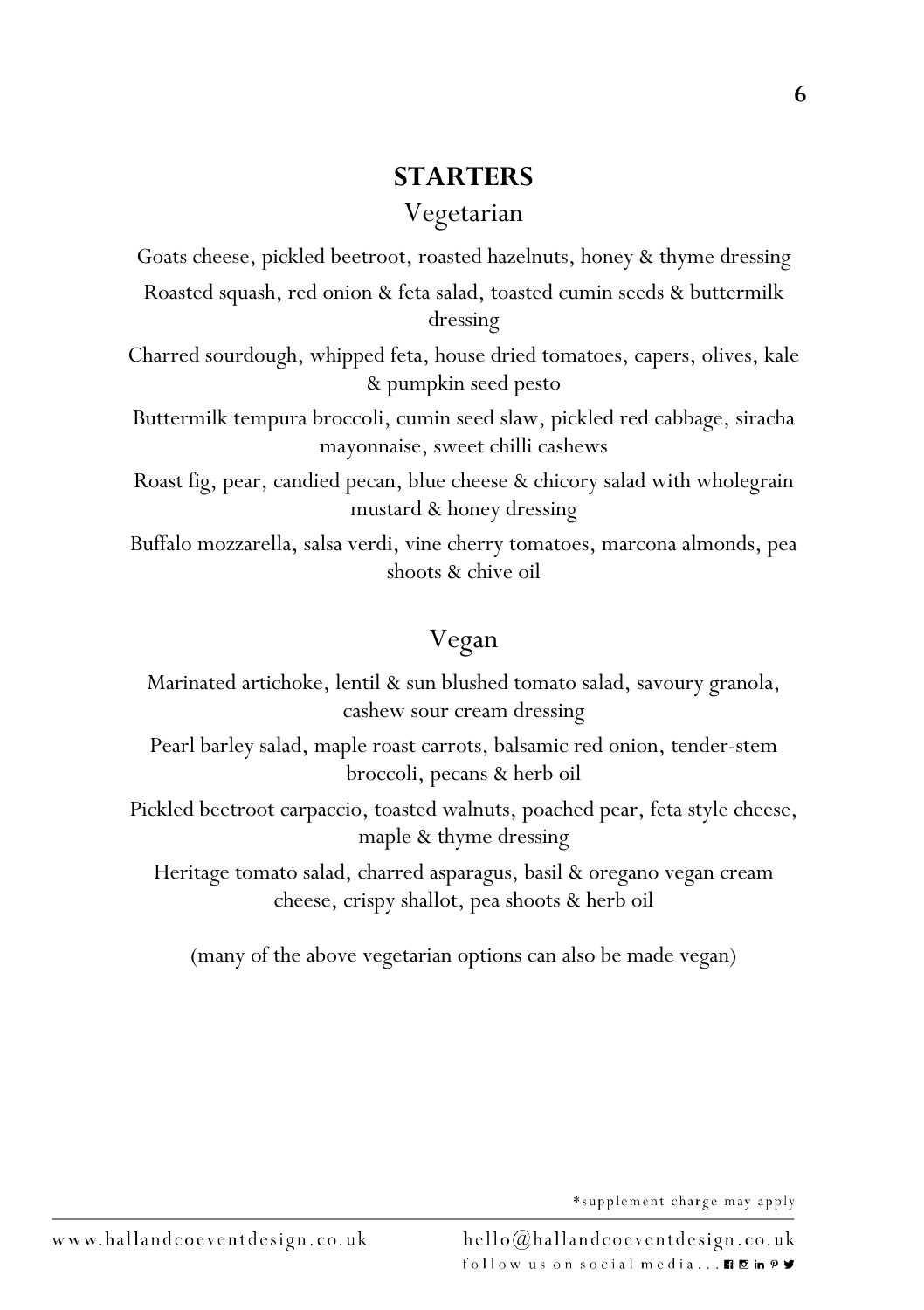## STARTERS

### Vegetarian

Goats cheese, pickled beetroot, roasted hazelnuts, honey & thyme dressing

Roasted squash, red onion & feta salad, toasted cumin seeds & buttermilk dressing

Charred sourdough, whipped feta, house dried tomatoes, capers, olives, kale & pumpkin seed pesto

Buttermilk tempura broccoli, cumin seed slaw, pickled red cabbage, siracha mayonnaise, sweet chilli cashews

Roast fig, pear, candied pecan, blue cheese & chicory salad with wholegrain mustard & honey dressing

Buffalo mozzarella, salsa verdi, vine cherry tomatoes, marcona almonds, pea shoots & chive oil

### Vegan

Marinated artichoke, lentil & sun blushed tomato salad, savoury granola, cashew sour cream dressing

Pearl barley salad, maple roast carrots, balsamic red onion, tender-stem broccoli, pecans & herb oil

Pickled beetroot carpaccio, toasted walnuts, poached pear, feta style cheese, maple & thyme dressing

Heritage tomato salad, charred asparagus, basil & oregano vegan cream cheese, crispy shallot, pea shoots & herb oil

(many of the above vegetarian options can also be made vegan)

*supplement charge may apply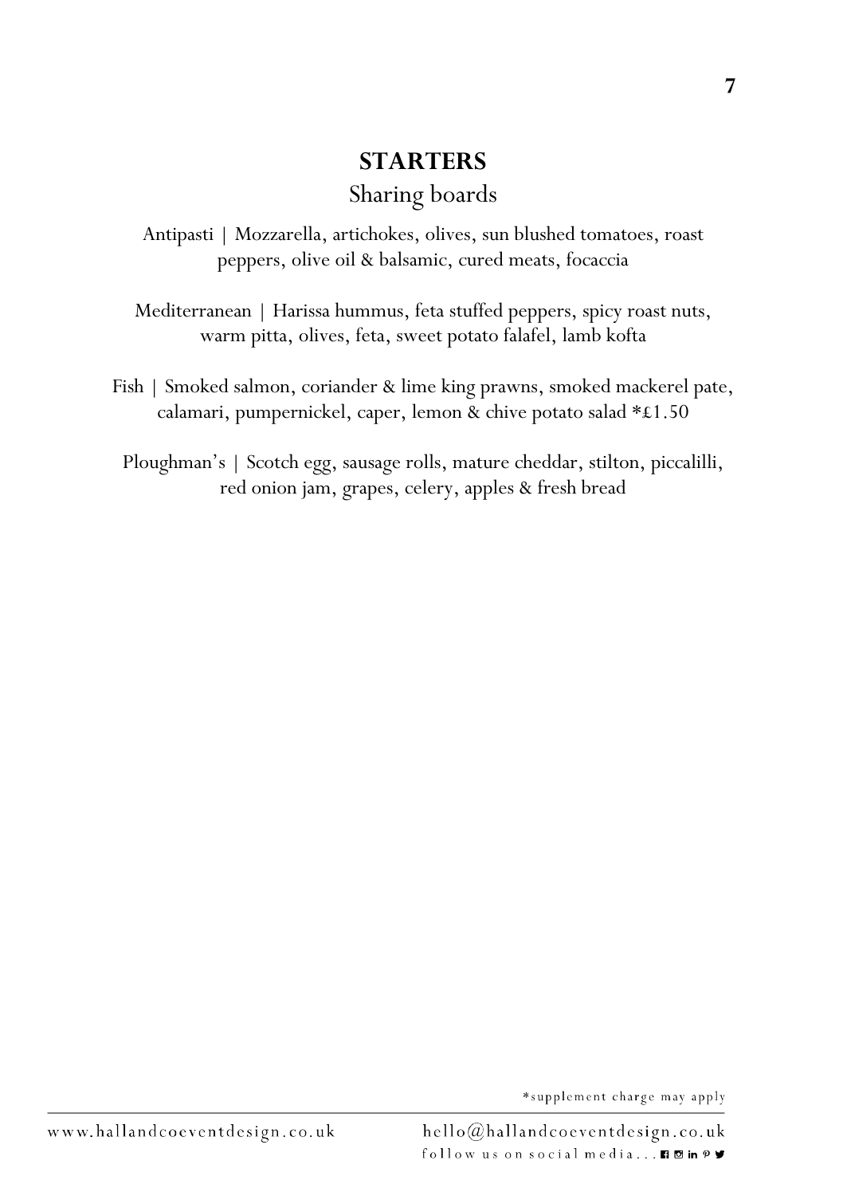## STARTERS

### Sharing boards

Antipasti | Mozzarella, artichokes, olives, sun blushed tomatoes, roast peppers, olive oil & balsamic, cured meats, focaccia

Mediterranean | Harissa hummus, feta stuffed peppers, spicy roast nuts, warm pitta, olives, feta, sweet potato falafel, lamb kofta

Fish | Smoked salmon, coriander & lime king prawns, smoked mackerel pate, calamari, pumpernickel, caper, lemon & chive potato salad *£1.50

Ploughman's | Scotch egg, sausage rolls, mature cheddar, stilton, piccalilli, red onion jam, grapes, celery, apples & fresh bread

*supplement charge may apply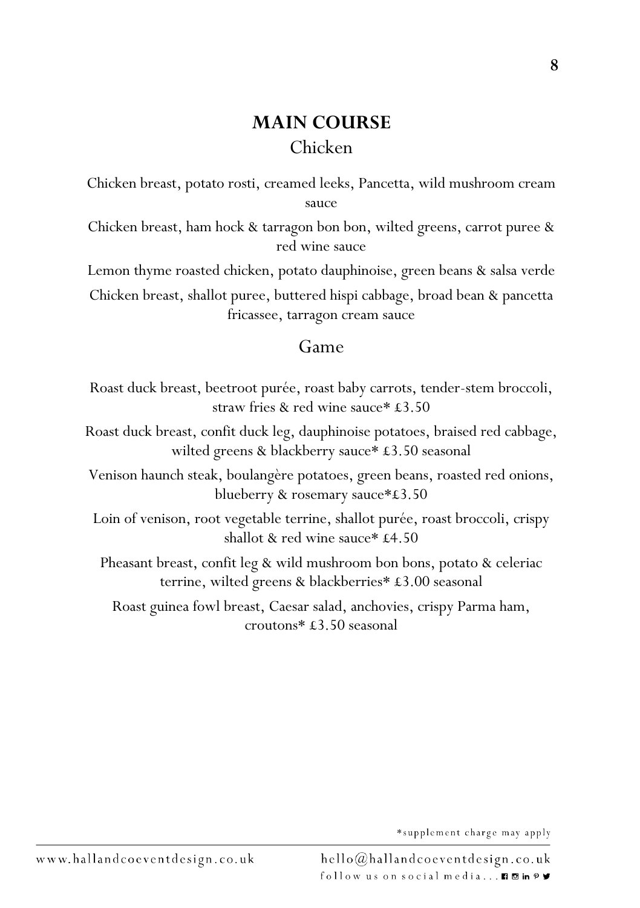## MAIN COURSE

### Chicken

Chicken breast, potato rosti, creamed leeks, Pancetta, wild mushroom cream sauce

Chicken breast, ham hock & tarragon bon bon, wilted greens, carrot puree & red wine sauce

Lemon thyme roasted chicken, potato dauphinoise, green beans & salsa verde

Chicken breast, shallot puree, buttered hispi cabbage, broad bean & pancetta fricassee, tarragon cream sauce

### Game

Roast duck breast, beetroot purée, roast baby carrots, tender-stem broccoli, straw fries & red wine sauce* £3.50

Roast duck breast, confit duck leg, dauphinoise potatoes, braised red cabbage, wilted greens & blackberry sauce* £3.50 seasonal

Venison haunch steak, boulangère potatoes, green beans, roasted red onions, blueberry & rosemary sauce*£3.50

Loin of venison, root vegetable terrine, shallot purée, roast broccoli, crispy shallot & red wine sauce* £4.50

Pheasant breast, confit leg & wild mushroom bon bons, potato & celeriac terrine, wilted greens & blackberries* £3.00 seasonal

Roast guinea fowl breast, Caesar salad, anchovies, crispy Parma ham, croutons* £3.50 seasonal

*supplement charge may apply

www.hallandcoeventdesign.co.uk hello@hallandcoeventdesign.co.uk

follow us on social media...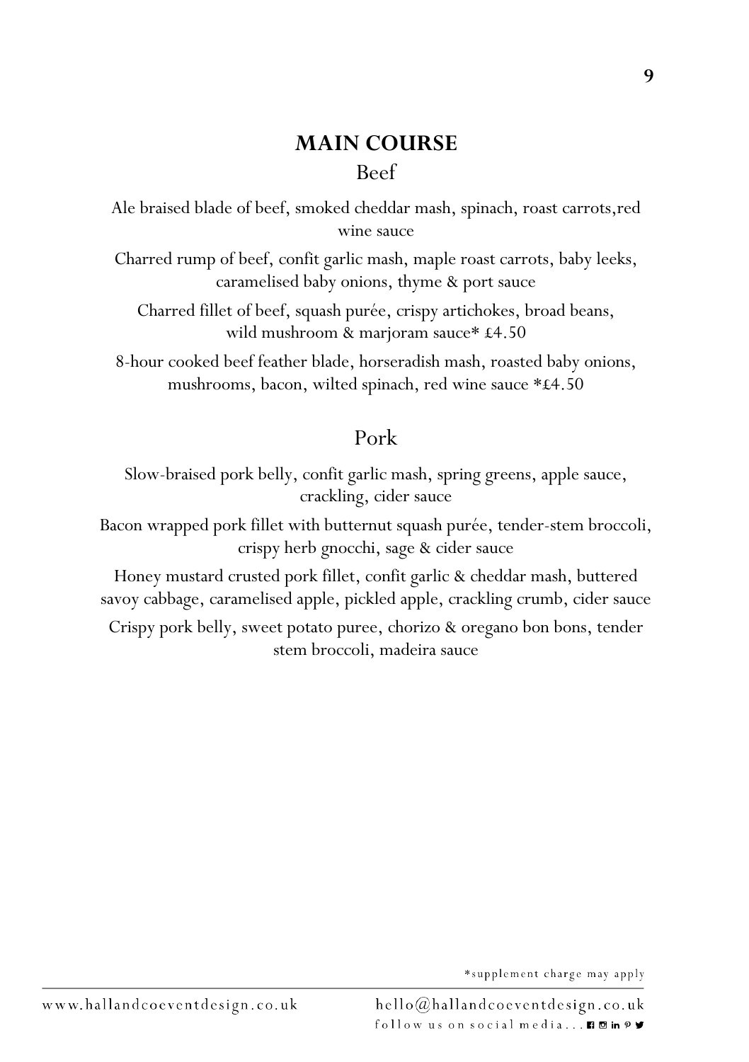## MAIN COURSE

### Beef

Ale braised blade of beef, smoked cheddar mash, spinach, roast carrots,red wine sauce

Charred rump of beef, confit garlic mash, maple roast carrots, baby leeks, caramelised baby onions, thyme & port sauce

Charred fillet of beef, squash purée, crispy artichokes, broad beans, wild mushroom & marjoram sauce* £4.50

8-hour cooked beef feather blade, horseradish mash, roasted baby onions, mushrooms, bacon, wilted spinach, red wine sauce *£4.50

### Pork

Slow-braised pork belly, confit garlic mash, spring greens, apple sauce, crackling, cider sauce

Bacon wrapped pork fillet with butternut squash purée, tender-stem broccoli, crispy herb gnocchi, sage & cider sauce

Honey mustard crusted pork fillet, confit garlic & cheddar mash, buttered savoy cabbage, caramelised apple, pickled apple, crackling crumb, cider sauce

Crispy pork belly, sweet potato puree, chorizo & oregano bon bons, tender stem broccoli, madeira sauce

*supplement charge may apply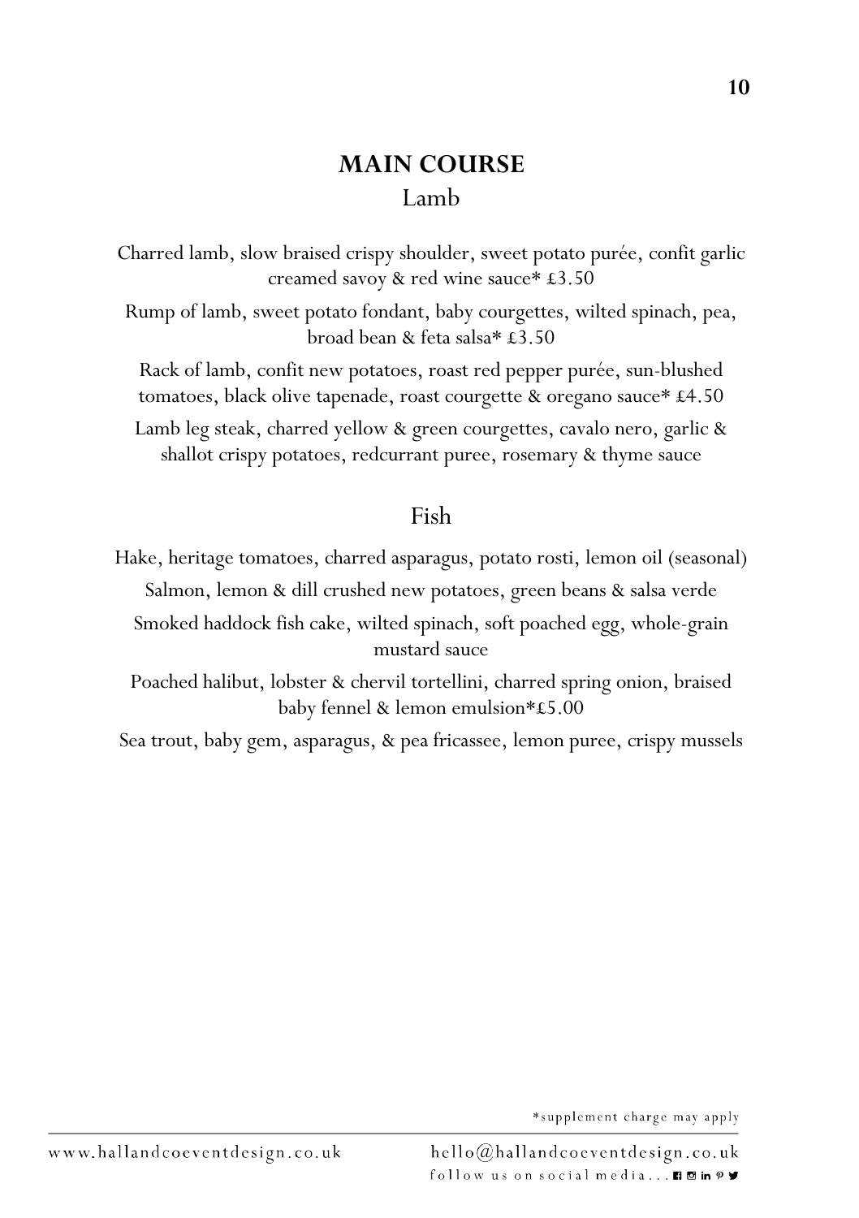## MAIN COURSE

### Lamb

Charred lamb, slow braised crispy shoulder, sweet potato purée, confit garlic creamed savoy & red wine sauce* £3.50

Rump of lamb, sweet potato fondant, baby courgettes, wilted spinach, pea, broad bean & feta salsa* £3.50

Rack of lamb, confit new potatoes, roast red pepper purée, sun-blushed tomatoes, black olive tapenade, roast courgette & oregano sauce* £4.50

Lamb leg steak, charred yellow & green courgettes, cavalo nero, garlic & shallot crispy potatoes, redcurrant puree, rosemary & thyme sauce

### Fish

Hake, heritage tomatoes, charred asparagus, potato rosti, lemon oil (seasonal)

Salmon, lemon & dill crushed new potatoes, green beans & salsa verde

Smoked haddock fish cake, wilted spinach, soft poached egg, whole-grain mustard sauce

Poached halibut, lobster & chervil tortellini, charred spring onion, braised baby fennel & lemon emulsion*£5.00

Sea trout, baby gem, asparagus, & pea fricassee, lemon puree, crispy mussels

*supplement charge may apply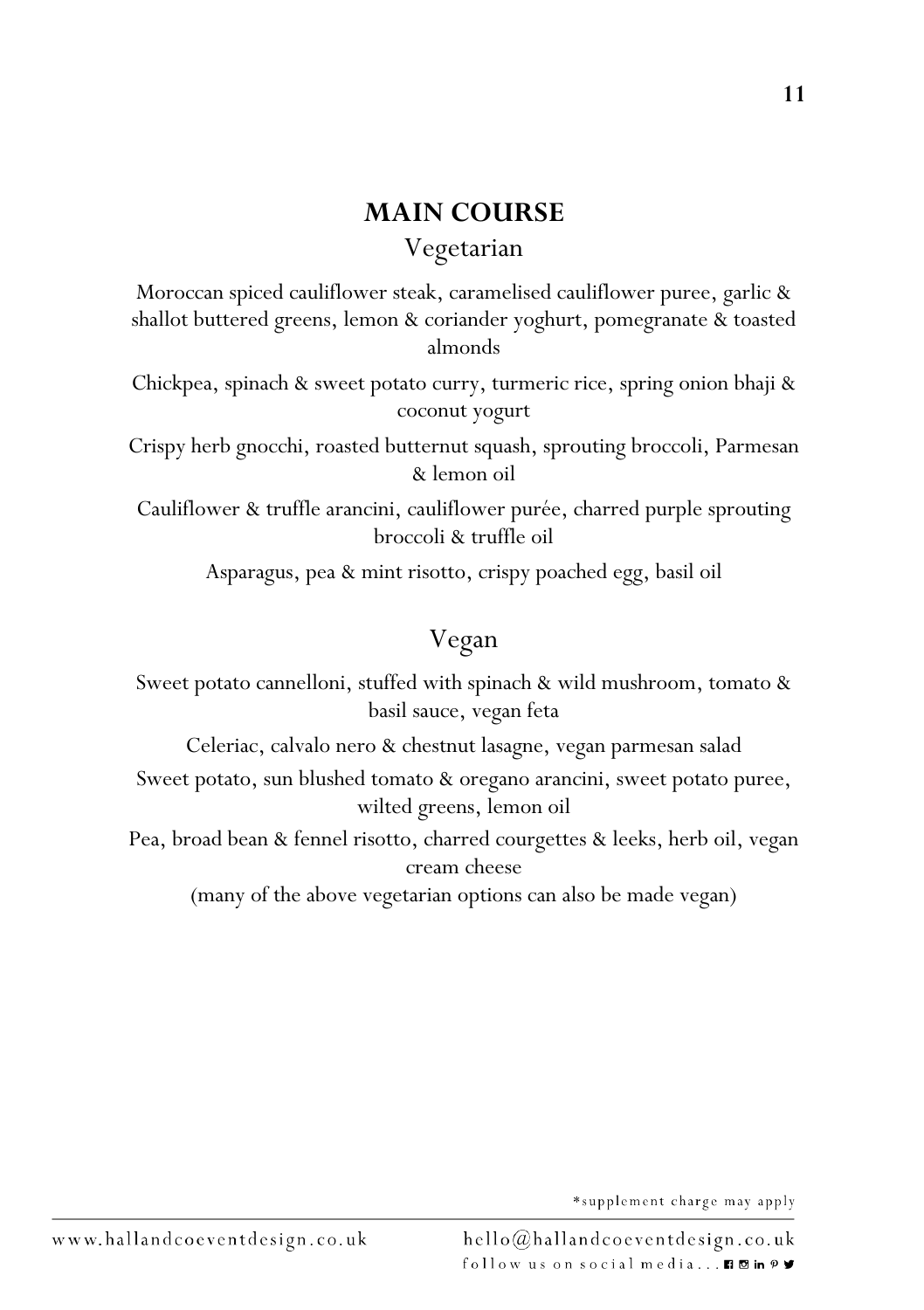## MAIN COURSE

### Vegetarian

Moroccan spiced cauliflower steak, caramelised cauliflower puree, garlic & shallot buttered greens, lemon & coriander yoghurt, pomegranate & toasted almonds

Chickpea, spinach & sweet potato curry, turmeric rice, spring onion bhaji & coconut yogurt

Crispy herb gnocchi, roasted butternut squash, sprouting broccoli, Parmesan & lemon oil

Cauliflower & truffle arancini, cauliflower purée, charred purple sprouting broccoli & truffle oil

Asparagus, pea & mint risotto, crispy poached egg, basil oil

### Vegan

Sweet potato cannelloni, stuffed with spinach & wild mushroom, tomato & basil sauce, vegan feta

Celeriac, calvalo nero & chestnut lasagne, vegan parmesan salad

Sweet potato, sun blushed tomato & oregano arancini, sweet potato puree, wilted greens, lemon oil

Pea, broad bean & fennel risotto, charred courgettes & leeks, herb oil, vegan cream cheese

(many of the above vegetarian options can also be made vegan)

*supplement charge may apply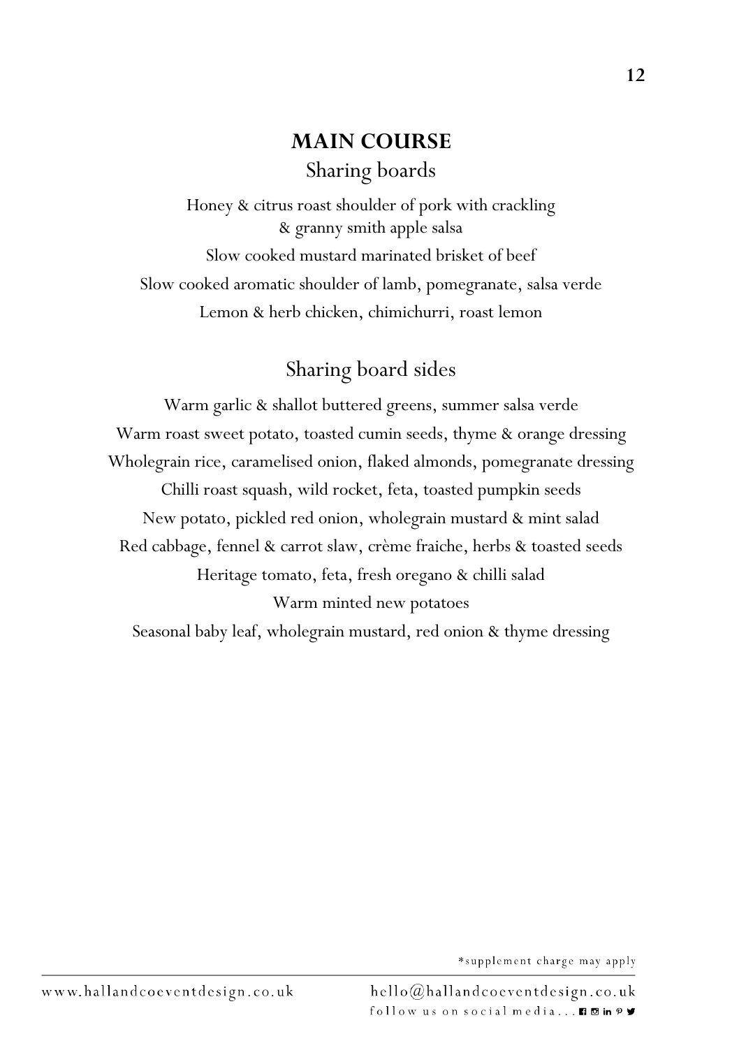## MAIN COURSE

### Sharing boards

Honey & citrus roast shoulder of pork with crackling & granny smith apple salsa

Slow cooked mustard marinated brisket of beef

Slow cooked aromatic shoulder of lamb, pomegranate, salsa verde

Lemon & herb chicken, chimichurri, roast lemon

### Sharing board sides

Warm garlic & shallot buttered greens, summer salsa verde

Warm roast sweet potato, toasted cumin seeds, thyme & orange dressing

Wholegrain rice, caramelised onion, flaked almonds, pomegranate dressing

Chilli roast squash, wild rocket, feta, toasted pumpkin seeds

New potato, pickled red onion, wholegrain mustard & mint salad

Red cabbage, fennel & carrot slaw, crème fraiche, herbs & toasted seeds

Heritage tomato, feta, fresh oregano & chilli salad

Warm minted new potatoes

Seasonal baby leaf, wholegrain mustard, red onion & thyme dressing

*supplement charge may apply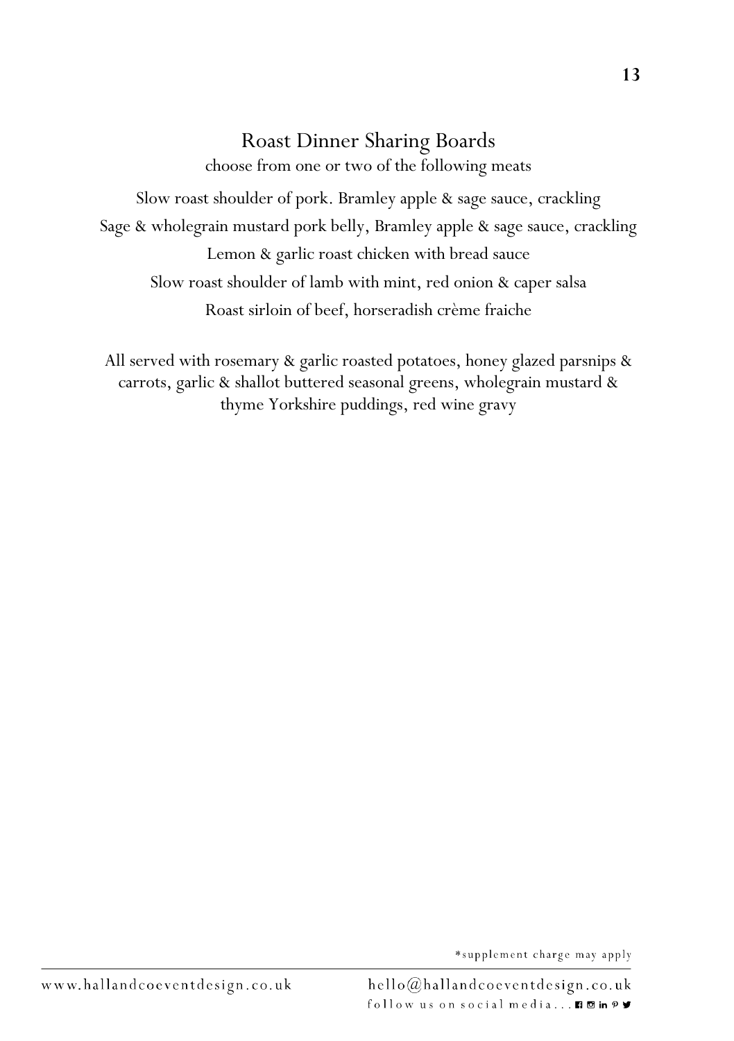## Roast Dinner Sharing Boards

choose from one or two of the following meats

Slow roast shoulder of pork. Bramley apple & sage sauce, crackling

Sage & wholegrain mustard pork belly, Bramley apple & sage sauce, crackling

Lemon & garlic roast chicken with bread sauce

Slow roast shoulder of lamb with mint, red onion & caper salsa

Roast sirloin of beef, horseradish crème fraiche

All served with rosemary & garlic roasted potatoes, honey glazed parsnips & carrots, garlic & shallot buttered seasonal greens, wholegrain mustard & thyme Yorkshire puddings, red wine gravy

*supplement charge may apply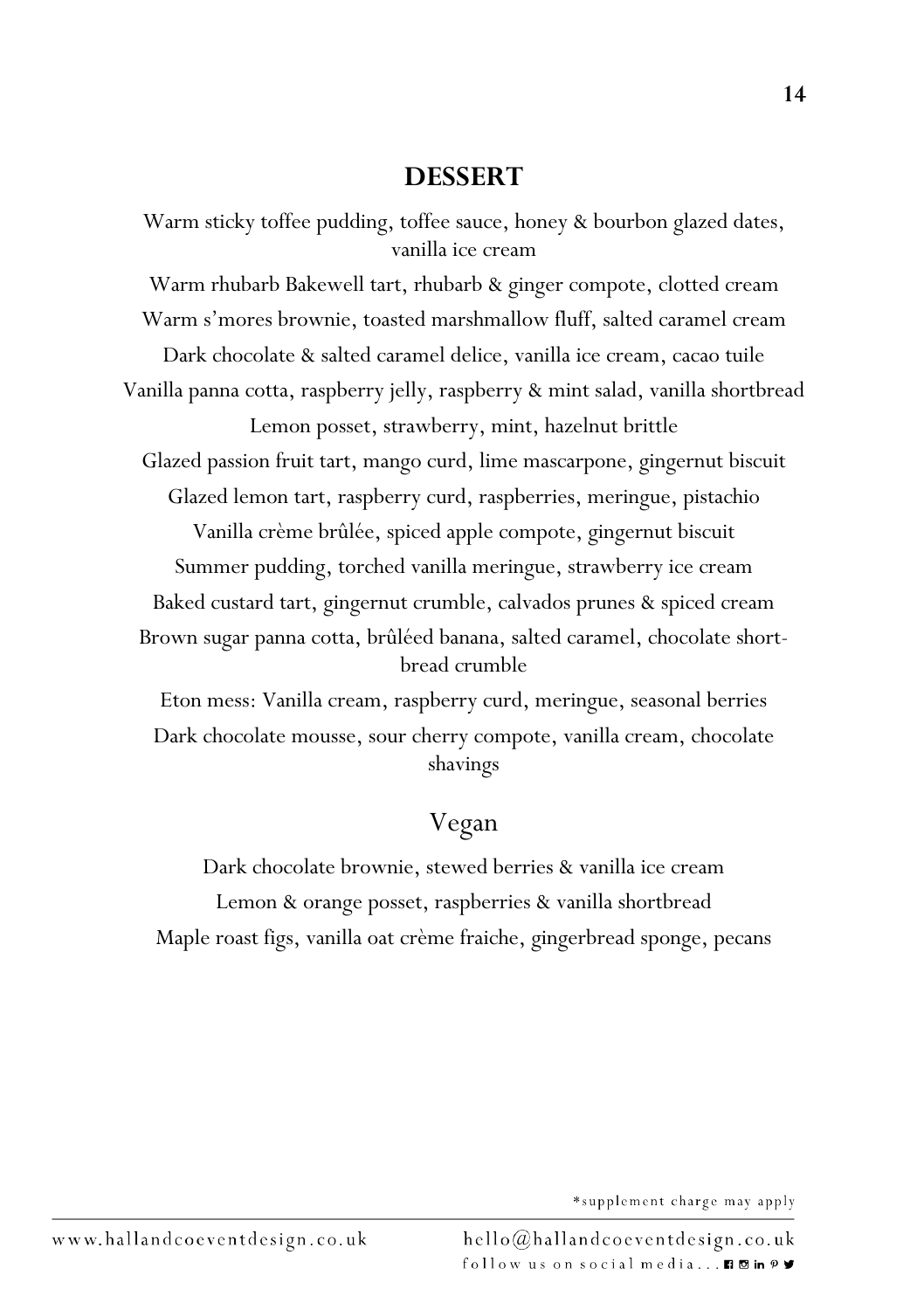## DESSERT

Warm sticky toffee pudding, toffee sauce, honey & bourbon glazed dates, vanilla ice cream

Warm rhubarb Bakewell tart, rhubarb & ginger compote, clotted cream

Warm s'mores brownie, toasted marshmallow fluff, salted caramel cream

Dark chocolate & salted caramel delice, vanilla ice cream, cacao tuile

Vanilla panna cotta, raspberry jelly, raspberry & mint salad, vanilla shortbread

Lemon posset, strawberry, mint, hazelnut brittle

Glazed passion fruit tart, mango curd, lime mascarpone, gingernut biscuit

Glazed lemon tart, raspberry curd, raspberries, meringue, pistachio

Vanilla crème brûlée, spiced apple compote, gingernut biscuit

Summer pudding, torched vanilla meringue, strawberry ice cream

Baked custard tart, gingernut crumble, calvados prunes & spiced cream

Brown sugar panna cotta, brûléed banana, salted caramel, chocolate shortbread crumble

Eton mess: Vanilla cream, raspberry curd, meringue, seasonal berries

Dark chocolate mousse, sour cherry compote, vanilla cream, chocolate shavings

### Vegan

Dark chocolate brownie, stewed berries & vanilla ice cream

Lemon & orange posset, raspberries & vanilla shortbread

Maple roast figs, vanilla oat crème fraiche, gingerbread sponge, pecans

*supplement charge may apply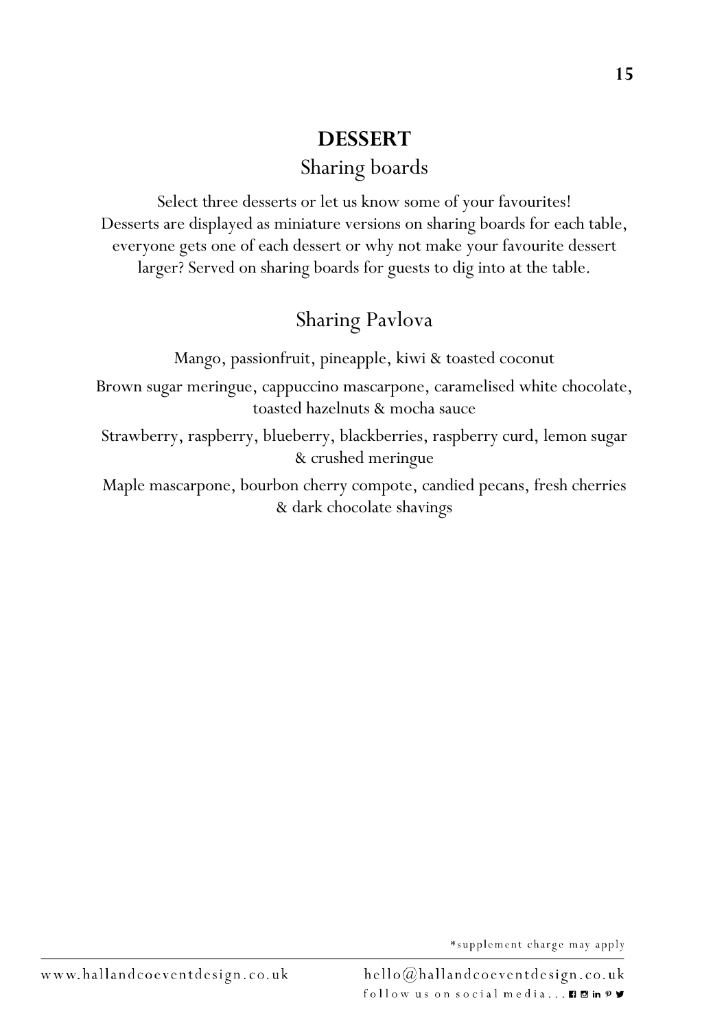# DESSERT

## Sharing boards

Select three desserts or let us know some of your favourites!
Desserts are displayed as miniature versions on sharing boards for each table, everyone gets one of each dessert or why not make your favourite dessert larger? Served on sharing boards for guests to dig into at the table.

## Sharing Pavlova

Mango, passionfruit, pineapple, kiwi & toasted coconut

Brown sugar meringue, cappuccino mascarpone, caramelised white chocolate, toasted hazelnuts & mocha sauce

Strawberry, raspberry, blueberry, blackberries, raspberry curd, lemon sugar & crushed meringue

Maple mascarpone, bourbon cherry compote, candied pecans, fresh cherries & dark chocolate shavings

*supplement charge may apply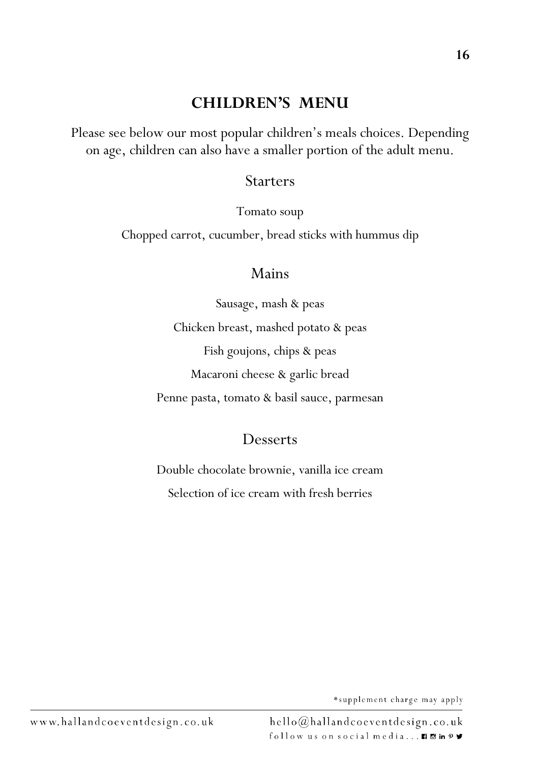## CHILDREN'S MENU

Please see below our most popular children's meals choices. Depending on age, children can also have a smaller portion of the adult menu.

### Starters

Tomato soup

Chopped carrot, cucumber, bread sticks with hummus dip

### Mains

Sausage, mash & peas

Chicken breast, mashed potato & peas

Fish goujons, chips & peas

Macaroni cheese & garlic bread

Penne pasta, tomato & basil sauce, parmesan

### Desserts

Double chocolate brownie, vanilla ice cream

Selection of ice cream with fresh berries

*supplement charge may apply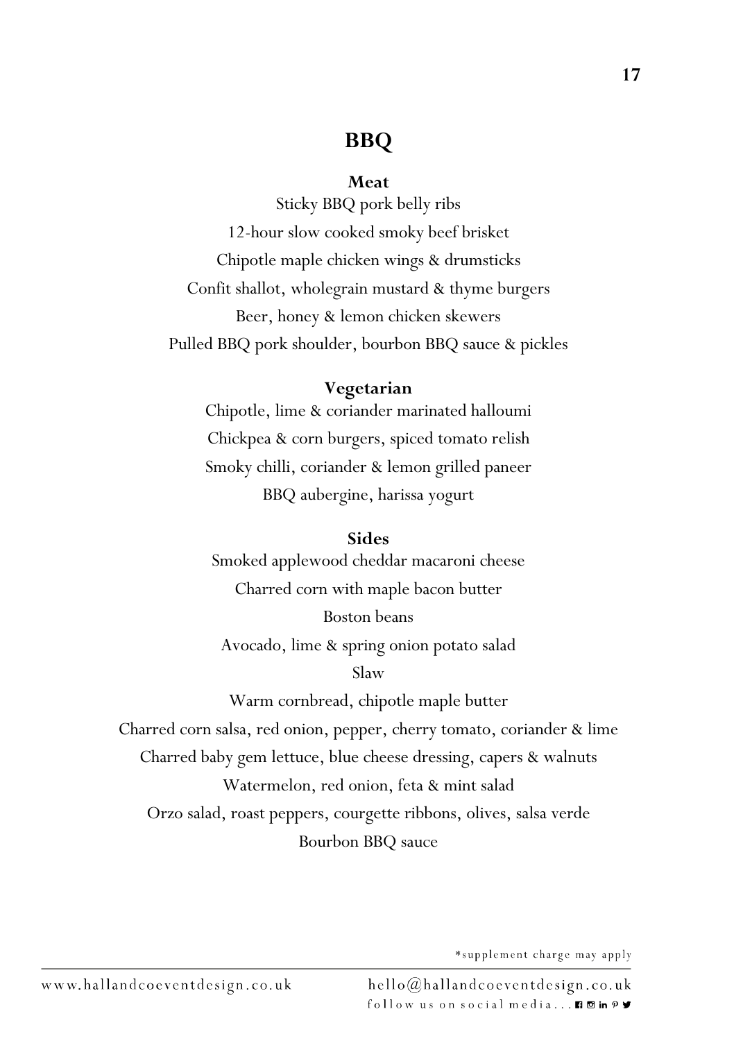## BBQ

### Meat

Sticky BBQ pork belly ribs

12-hour slow cooked smoky beef brisket

Chipotle maple chicken wings & drumsticks

Confit shallot, wholegrain mustard & thyme burgers

Beer, honey & lemon chicken skewers

Pulled BBQ pork shoulder, bourbon BBQ sauce & pickles

### Vegetarian

Chipotle, lime & coriander marinated halloumi

Chickpea & corn burgers, spiced tomato relish

Smoky chilli, coriander & lemon grilled paneer

BBQ aubergine, harissa yogurt

### Sides

Smoked applewood cheddar macaroni cheese

Charred corn with maple bacon butter

Boston beans

Avocado, lime & spring onion potato salad

Slaw

Warm cornbread, chipotle maple butter

Charred corn salsa, red onion, pepper, cherry tomato, coriander & lime

Charred baby gem lettuce, blue cheese dressing, capers & walnuts

Watermelon, red onion, feta & mint salad

Orzo salad, roast peppers, courgette ribbons, olives, salsa verde

Bourbon BBQ sauce

*supplement charge may apply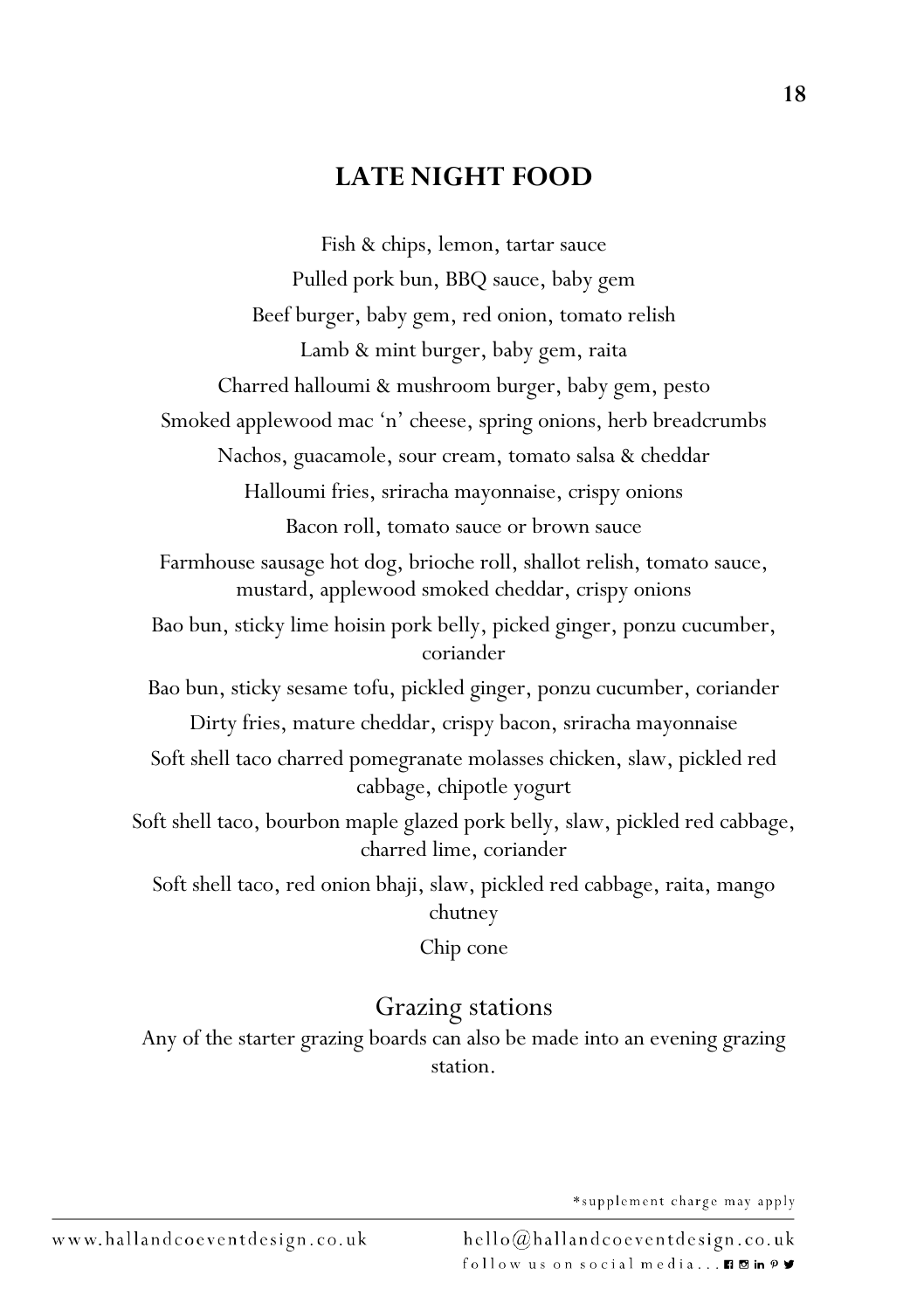## LATE NIGHT FOOD

Fish & chips, lemon, tartar sauce

Pulled pork bun, BBQ sauce, baby gem

Beef burger, baby gem, red onion, tomato relish

Lamb & mint burger, baby gem, raita

Charred halloumi & mushroom burger, baby gem, pesto

Smoked applewood mac 'n' cheese, spring onions, herb breadcrumbs

Nachos, guacamole, sour cream, tomato salsa & cheddar

Halloumi fries, sriracha mayonnaise, crispy onions

Bacon roll, tomato sauce or brown sauce

Farmhouse sausage hot dog, brioche roll, shallot relish, tomato sauce, mustard, applewood smoked cheddar, crispy onions

Bao bun, sticky lime hoisin pork belly, picked ginger, ponzu cucumber, coriander

Bao bun, sticky sesame tofu, pickled ginger, ponzu cucumber, coriander

Dirty fries, mature cheddar, crispy bacon, sriracha mayonnaise

Soft shell taco charred pomegranate molasses chicken, slaw, pickled red cabbage, chipotle yogurt

Soft shell taco, bourbon maple glazed pork belly, slaw, pickled red cabbage, charred lime, coriander

Soft shell taco, red onion bhaji, slaw, pickled red cabbage, raita, mango chutney

Chip cone

### Grazing stations

Any of the starter grazing boards can also be made into an evening grazing station.

*supplement charge may apply

www.hallandcoeventdesign.co.uk hello@hallandcoeventdesign.co.uk

follow us on social media...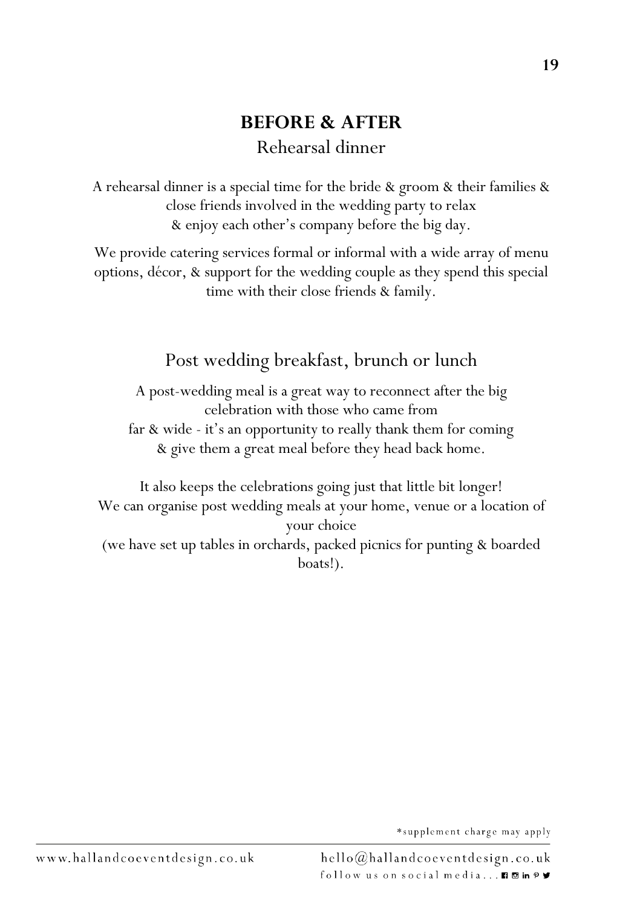## BEFORE & AFTER

### Rehearsal dinner

A rehearsal dinner is a special time for the bride & groom & their families & close friends involved in the wedding party to relax & enjoy each other's company before the big day.

We provide catering services formal or informal with a wide array of menu options, décor, & support for the wedding couple as they spend this special time with their close friends & family.

### Post wedding breakfast, brunch or lunch

A post-wedding meal is a great way to reconnect after the big celebration with those who came from far & wide - it's an opportunity to really thank them for coming & give them a great meal before they head back home.

It also keeps the celebrations going just that little bit longer!
We can organise post wedding meals at your home, venue or a location of your choice
(we have set up tables in orchards, packed picnics for punting & boarded boats!).

*supplement charge may apply

www.hallandcoeventdesign.co.uk hello@hallandcoeventdesign.co.uk
follow us on social media...